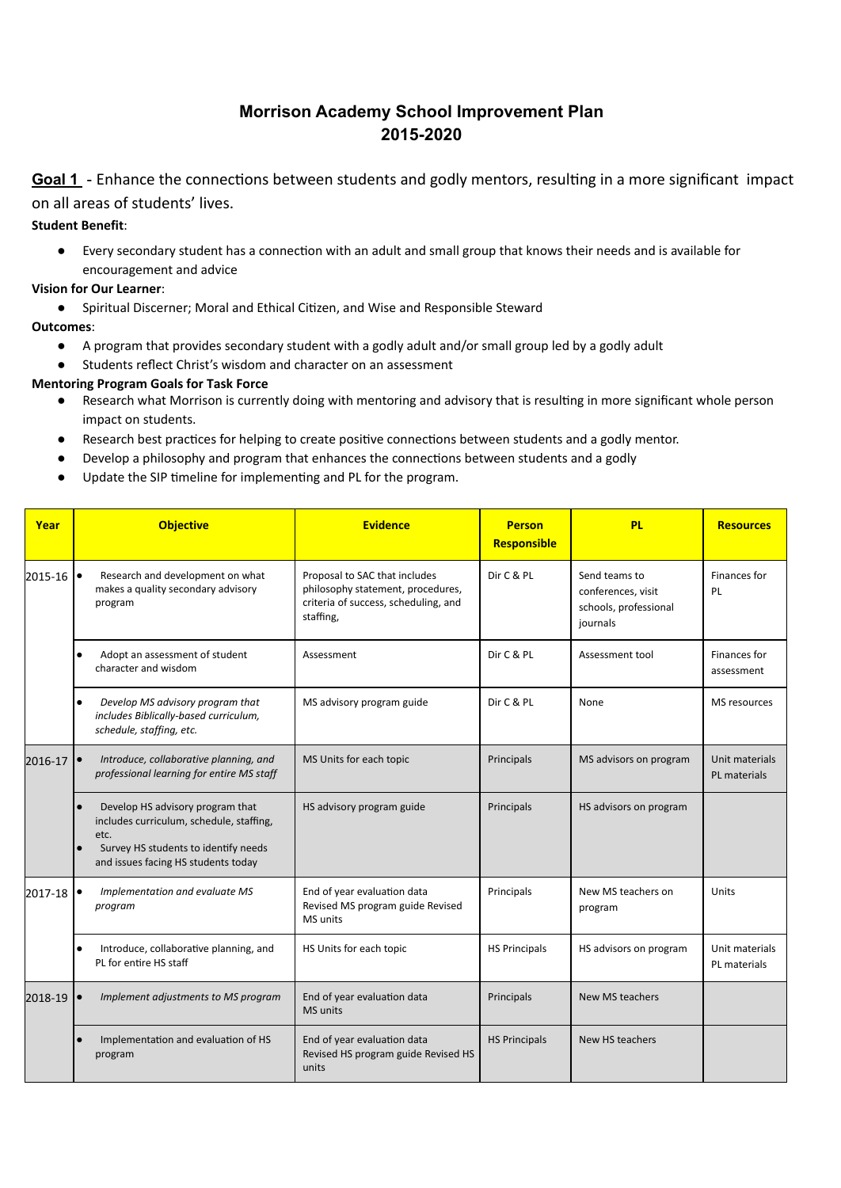# Morrison Academy School Improvement Plan
# 2015-2020

**Goal 1** - Enhance the connections between students and godly mentors, resulting in a more significant impact on all areas of students' lives.

**Student Benefit**:

- Every secondary student has a connection with an adult and small group that knows their needs and is available for encouragement and advice

**Vision for Our Learner**:

- Spiritual Discerner; Moral and Ethical Citizen, and Wise and Responsible Steward

**Outcomes**:

- A program that provides secondary student with a godly adult and/or small group led by a godly adult
- Students reflect Christ's wisdom and character on an assessment

**Mentoring Program Goals for Task Force**

- Research what Morrison is currently doing with mentoring and advisory that is resulting in more significant whole person impact on students.
- Research best practices for helping to create positive connections between students and a godly mentor.
- Develop a philosophy and program that enhances the connections between students and a godly
- Update the SIP timeline for implementing and PL for the program.

| Year | Objective | Evidence | Person Responsible | PL | Resources |
|---|---|---|---|---|---|
| 2015-16 | • Research and development on what makes a quality secondary advisory program | Proposal to SAC that includes philosophy statement, procedures, criteria of success, scheduling, and staffing, | Dir C & PL | Send teams to conferences, visit schools, professional journals | Finances for PL |
| | • Adopt an assessment of student character and wisdom | Assessment | Dir C & PL | Assessment tool | Finances for assessment |
| | • *Develop MS advisory program that includes Biblically-based curriculum, schedule, staffing, etc.* | MS advisory program guide | Dir C & PL | None | MS resources |
| 2016-17 | • *Introduce, collaborative planning, and professional learning for entire MS staff* | MS Units for each topic | Principals | MS advisors on program | Unit materials PL materials |
| | • Develop HS advisory program that includes curriculum, schedule, staffing, etc. • Survey HS students to identify needs and issues facing HS students today | HS advisory program guide | Principals | HS advisors on program | |
| 2017-18 | • *Implementation and evaluate MS program* | End of year evaluation data Revised MS program guide Revised MS units | Principals | New MS teachers on program | Units |
| | • Introduce, collaborative planning, and PL for entire HS staff | HS Units for each topic | HS Principals | HS advisors on program | Unit materials PL materials |
| 2018-19 | • *Implement adjustments to MS program* | End of year evaluation data MS units | Principals | New MS teachers | |
| | • Implementation and evaluation of HS program | End of year evaluation data Revised HS program guide Revised HS units | HS Principals | New HS teachers | |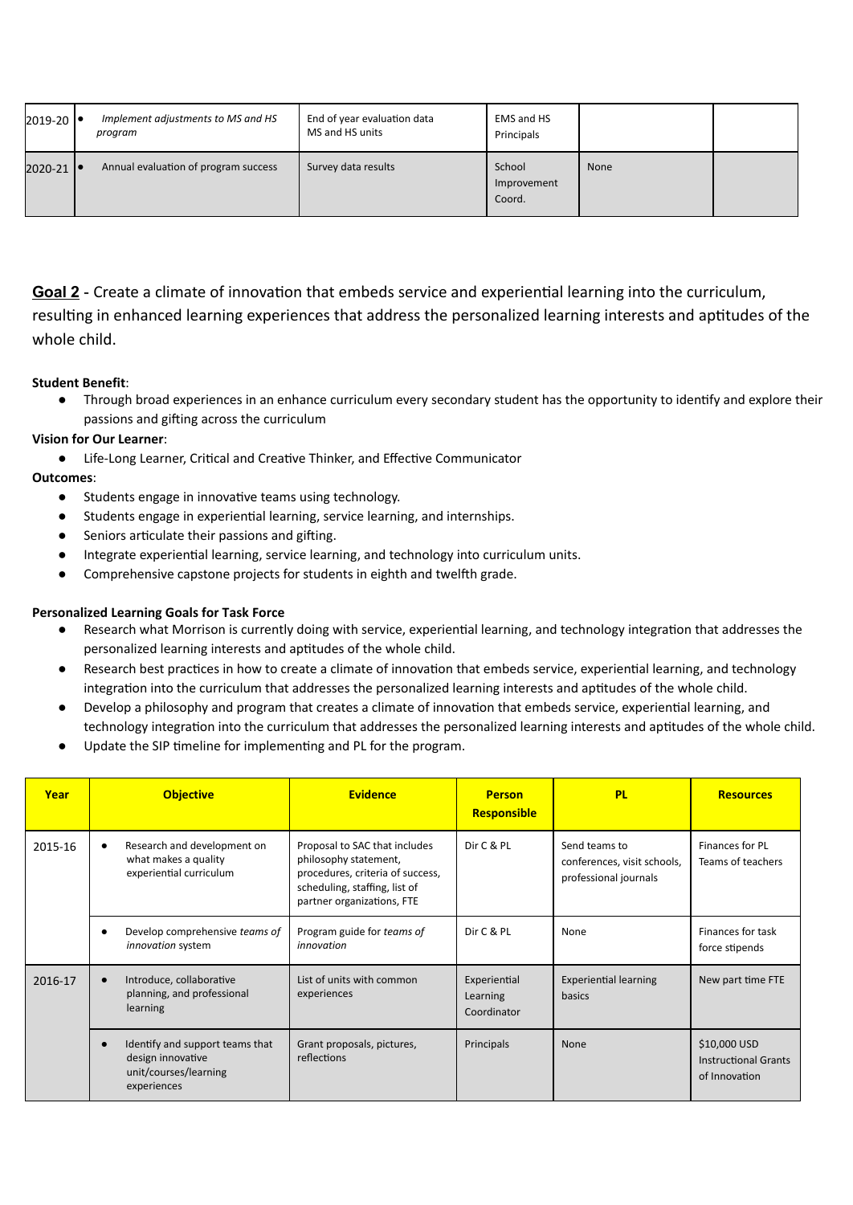| 2019-20 | • *Implement adjustments to MS and HS program* | End of year evaluation data MS and HS units | EMS and HS Principals | | |
|---|---|---|---|---|---|
| 2020-21 | • Annual evaluation of program success | Survey data results | School Improvement Coord. | None | |

**Goal 2** - Create a climate of innovation that embeds service and experiential learning into the curriculum, resulting in enhanced learning experiences that address the personalized learning interests and aptitudes of the whole child.

**Student Benefit**:

- Through broad experiences in an enhance curriculum every secondary student has the opportunity to identify and explore their passions and gifting across the curriculum

**Vision for Our Learner**:

- Life-Long Learner, Critical and Creative Thinker, and Effective Communicator

**Outcomes**:

- Students engage in innovative teams using technology.
- Students engage in experiential learning, service learning, and internships.
- Seniors articulate their passions and gifting.
- Integrate experiential learning, service learning, and technology into curriculum units.
- Comprehensive capstone projects for students in eighth and twelfth grade.

**Personalized Learning Goals for Task Force**

- Research what Morrison is currently doing with service, experiential learning, and technology integration that addresses the personalized learning interests and aptitudes of the whole child.
- Research best practices in how to create a climate of innovation that embeds service, experiential learning, and technology integration into the curriculum that addresses the personalized learning interests and aptitudes of the whole child.
- Develop a philosophy and program that creates a climate of innovation that embeds service, experiential learning, and technology integration into the curriculum that addresses the personalized learning interests and aptitudes of the whole child.
- Update the SIP timeline for implementing and PL for the program.

| Year | Objective | Evidence | Person Responsible | PL | Resources |
|---|---|---|---|---|---|
| 2015-16 | • Research and development on what makes a quality experiential curriculum | Proposal to SAC that includes philosophy statement, procedures, criteria of success, scheduling, staffing, list of partner organizations, FTE | Dir C & PL | Send teams to conferences, visit schools, professional journals | Finances for PL Teams of teachers |
| | • Develop comprehensive *teams of innovation* system | Program guide for *teams of innovation* | Dir C & PL | None | Finances for task force stipends |
| 2016-17 | • Introduce, collaborative planning, and professional learning | List of units with common experiences | Experiential Learning Coordinator | Experiential learning basics | New part time FTE |
| | • Identify and support teams that design innovative unit/courses/learning experiences | Grant proposals, pictures, reflections | Principals | None | $10,000 USD Instructional Grants of Innovation |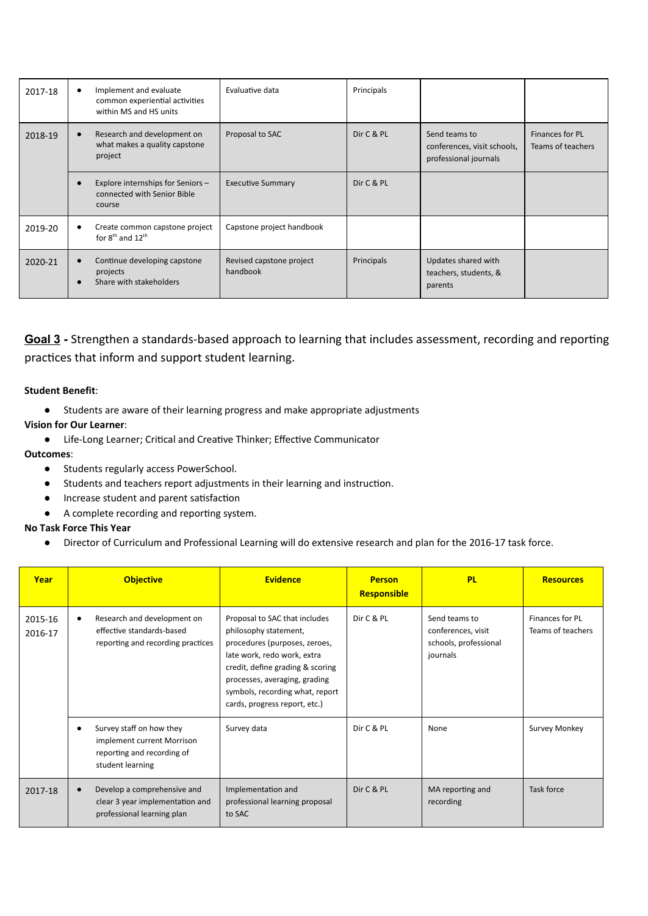| | | | | | |
|---|---|---|---|---|---|
| 2017-18 | • Implement and evaluate common experiential activities within MS and HS units | Evaluative data | Principals | | |
| 2018-19 | • Research and development on what makes a quality capstone project | Proposal to SAC | Dir C & PL | Send teams to conferences, visit schools, professional journals | Finances for PL Teams of teachers |
| | • Explore internships for Seniors – connected with Senior Bible course | Executive Summary | Dir C & PL | | |
| 2019-20 | • Create common capstone project for 8th and 12th | Capstone project handbook | | | |
| 2020-21 | • Continue developing capstone projects<br>• Share with stakeholders | Revised capstone project handbook | Principals | Updates shared with teachers, students, & parents | |

**Goal 3 -** Strengthen a standards-based approach to learning that includes assessment, recording and reporting practices that inform and support student learning.

**Student Benefit**:

- Students are aware of their learning progress and make appropriate adjustments

**Vision for Our Learner**:

- Life-Long Learner; Critical and Creative Thinker; Effective Communicator

**Outcomes**:

- Students regularly access PowerSchool.
- Students and teachers report adjustments in their learning and instruction.
- Increase student and parent satisfaction
- A complete recording and reporting system.

**No Task Force This Year**

- Director of Curriculum and Professional Learning will do extensive research and plan for the 2016-17 task force.

| Year | Objective | Evidence | Person Responsible | PL | Resources |
|---|---|---|---|---|---|
| 2015-16<br>2016-17 | • Research and development on effective standards-based reporting and recording practices | Proposal to SAC that includes philosophy statement, procedures (purposes, zeroes, late work, redo work, extra credit, define grading & scoring processes, averaging, grading symbols, recording what, report cards, progress report, etc.) | Dir C & PL | Send teams to conferences, visit schools, professional journals | Finances for PL Teams of teachers |
| | • Survey staff on how they implement current Morrison reporting and recording of student learning | Survey data | Dir C & PL | None | Survey Monkey |
| 2017-18 | • Develop a comprehensive and clear 3 year implementation and professional learning plan | Implementation and professional learning proposal to SAC | Dir C & PL | MA reporting and recording | Task force |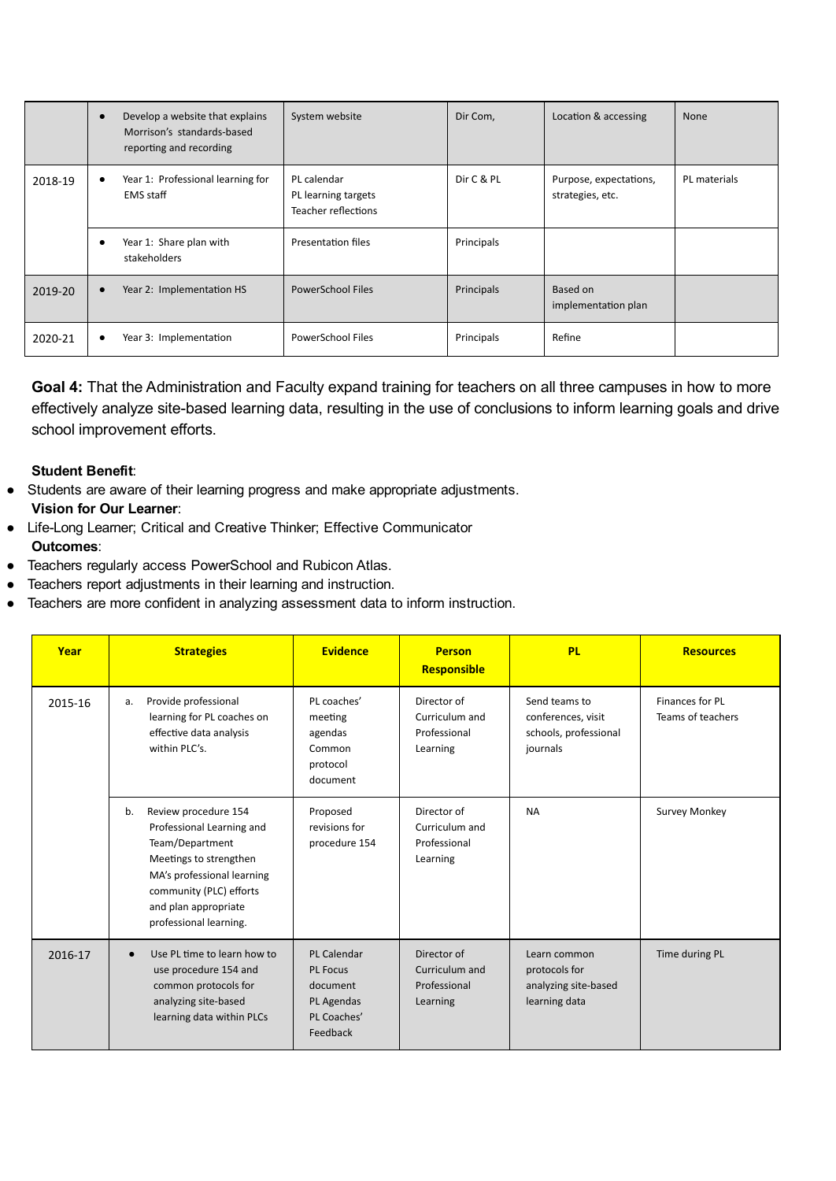| | | | | | |
|---|---|---|---|---|---|
| | • Develop a website that explains Morrison's standards-based reporting and recording | System website | Dir Com, | Location & accessing | None |
| 2018-19 | • Year 1: Professional learning for EMS staff | PL calendar<br>PL learning targets<br>Teacher reflections | Dir C & PL | Purpose, expectations, strategies, etc. | PL materials |
| | • Year 1: Share plan with stakeholders | Presentation files | Principals | | |
| 2019-20 | • Year 2: Implementation HS | PowerSchool Files | Principals | Based on implementation plan | |
| 2020-21 | • Year 3: Implementation | PowerSchool Files | Principals | Refine | |

**Goal 4:** That the Administration and Faculty expand training for teachers on all three campuses in how to more effectively analyze site-based learning data, resulting in the use of conclusions to inform learning goals and drive school improvement efforts.

**Student Benefit**:

- Students are aware of their learning progress and make appropriate adjustments.

**Vision for Our Learner**:

- Life-Long Learner; Critical and Creative Thinker; Effective Communicator

**Outcomes**:

- Teachers regularly access PowerSchool and Rubicon Atlas.
- Teachers report adjustments in their learning and instruction.
- Teachers are more confident in analyzing assessment data to inform instruction.

| Year | Strategies | Evidence | Person Responsible | PL | Resources |
|---|---|---|---|---|---|
| 2015-16 | a. Provide professional learning for PL coaches on effective data analysis within PLC's. | PL coaches' meeting agendas<br>Common protocol document | Director of Curriculum and Professional Learning | Send teams to conferences, visit schools, professional journals | Finances for PL<br>Teams of teachers |
| | b. Review procedure 154 Professional Learning and Team/Department Meetings to strengthen MA's professional learning community (PLC) efforts and plan appropriate professional learning. | Proposed revisions for procedure 154 | Director of Curriculum and Professional Learning | NA | Survey Monkey |
| 2016-17 | • Use PL time to learn how to use procedure 154 and common protocols for analyzing site-based learning data within PLCs | PL Calendar<br>PL Focus document<br>PL Agendas<br>PL Coaches' Feedback | Director of Curriculum and Professional Learning | Learn common protocols for analyzing site-based learning data | Time during PL |